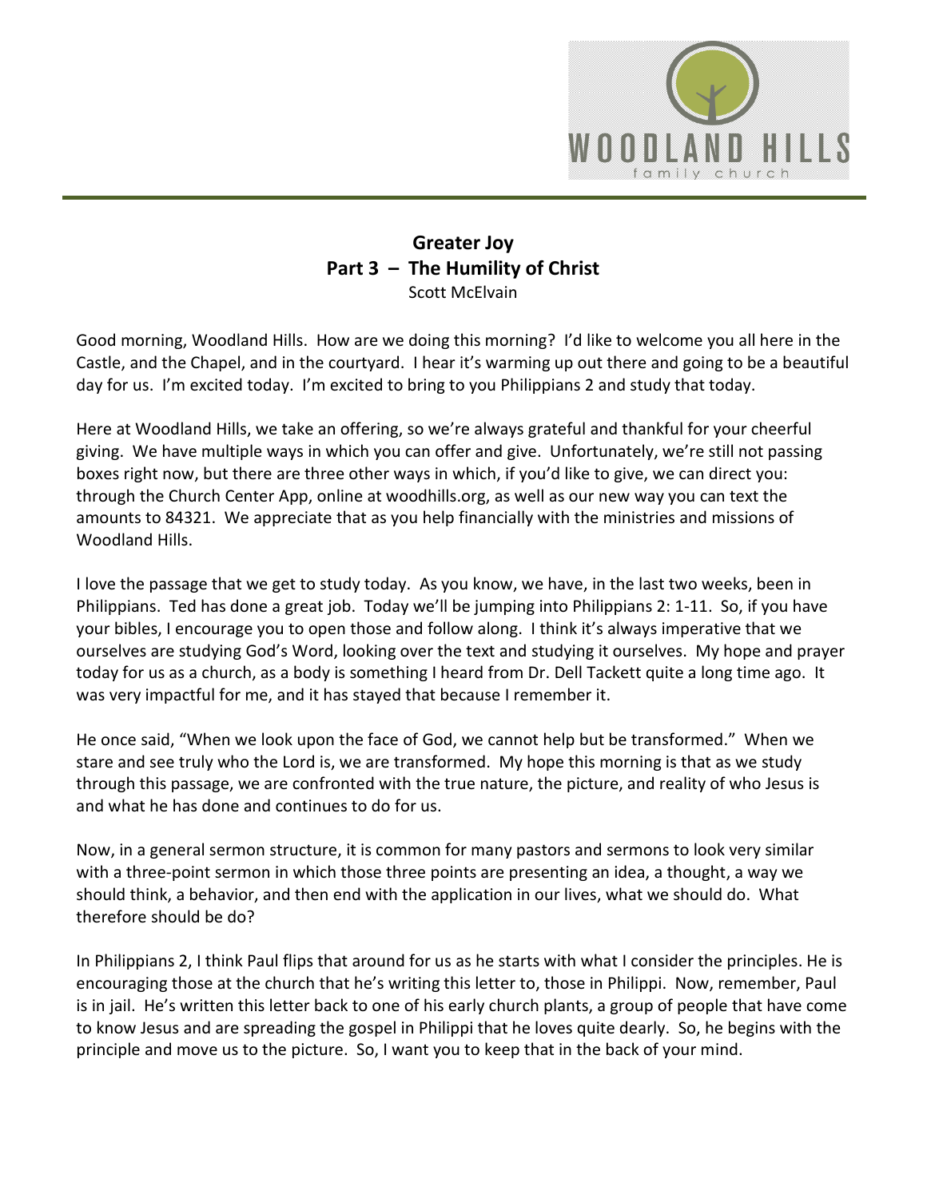# Greater Joy
## Part 3 – The Humility of Christ
Scott McElvain

Good morning, Woodland Hills. How are we doing this morning? I'd like to welcome you all here in the Castle, and the Chapel, and in the courtyard. I hear it's warming up out there and going to be a beautiful day for us. I'm excited today. I'm excited to bring to you Philippians 2 and study that today.

Here at Woodland Hills, we take an offering, so we're always grateful and thankful for your cheerful giving. We have multiple ways in which you can offer and give. Unfortunately, we're still not passing boxes right now, but there are three other ways in which, if you'd like to give, we can direct you: through the Church Center App, online at woodhills.org, as well as our new way you can text the amounts to 84321. We appreciate that as you help financially with the ministries and missions of Woodland Hills.

I love the passage that we get to study today. As you know, we have, in the last two weeks, been in Philippians. Ted has done a great job. Today we'll be jumping into Philippians 2: 1-11. So, if you have your bibles, I encourage you to open those and follow along. I think it's always imperative that we ourselves are studying God's Word, looking over the text and studying it ourselves. My hope and prayer today for us as a church, as a body is something I heard from Dr. Dell Tackett quite a long time ago. It was very impactful for me, and it has stayed that because I remember it.

He once said, "When we look upon the face of God, we cannot help but be transformed." When we stare and see truly who the Lord is, we are transformed. My hope this morning is that as we study through this passage, we are confronted with the true nature, the picture, and reality of who Jesus is and what he has done and continues to do for us.

Now, in a general sermon structure, it is common for many pastors and sermons to look very similar with a three-point sermon in which those three points are presenting an idea, a thought, a way we should think, a behavior, and then end with the application in our lives, what we should do. What therefore should be do?

In Philippians 2, I think Paul flips that around for us as he starts with what I consider the principles. He is encouraging those at the church that he's writing this letter to, those in Philippi. Now, remember, Paul is in jail. He's written this letter back to one of his early church plants, a group of people that have come to know Jesus and are spreading the gospel in Philippi that he loves quite dearly. So, he begins with the principle and move us to the picture. So, I want you to keep that in the back of your mind.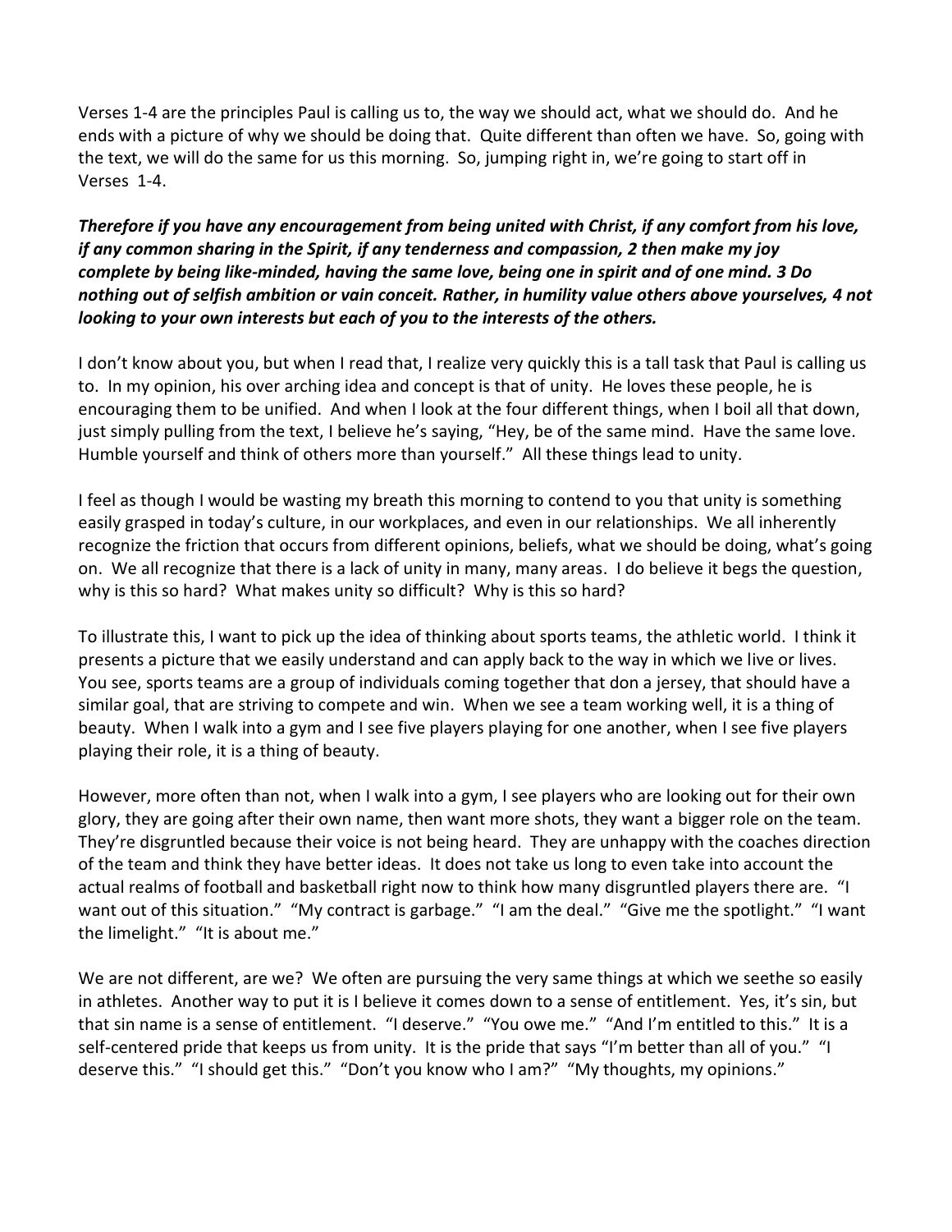Verses 1-4 are the principles Paul is calling us to, the way we should act, what we should do. And he ends with a picture of why we should be doing that. Quite different than often we have. So, going with the text, we will do the same for us this morning. So, jumping right in, we're going to start off in Verses 1-4.

***Therefore if you have any encouragement from being united with Christ, if any comfort from his love, if any common sharing in the Spirit, if any tenderness and compassion, 2 then make my joy complete by being like-minded, having the same love, being one in spirit and of one mind. 3 Do nothing out of selfish ambition or vain conceit. Rather, in humility value others above yourselves, 4 not looking to your own interests but each of you to the interests of the others.***

I don't know about you, but when I read that, I realize very quickly this is a tall task that Paul is calling us to. In my opinion, his over arching idea and concept is that of unity. He loves these people, he is encouraging them to be unified. And when I look at the four different things, when I boil all that down, just simply pulling from the text, I believe he's saying, "Hey, be of the same mind. Have the same love. Humble yourself and think of others more than yourself." All these things lead to unity.

I feel as though I would be wasting my breath this morning to contend to you that unity is something easily grasped in today's culture, in our workplaces, and even in our relationships. We all inherently recognize the friction that occurs from different opinions, beliefs, what we should be doing, what's going on. We all recognize that there is a lack of unity in many, many areas. I do believe it begs the question, why is this so hard? What makes unity so difficult? Why is this so hard?

To illustrate this, I want to pick up the idea of thinking about sports teams, the athletic world. I think it presents a picture that we easily understand and can apply back to the way in which we live or lives. You see, sports teams are a group of individuals coming together that don a jersey, that should have a similar goal, that are striving to compete and win. When we see a team working well, it is a thing of beauty. When I walk into a gym and I see five players playing for one another, when I see five players playing their role, it is a thing of beauty.

However, more often than not, when I walk into a gym, I see players who are looking out for their own glory, they are going after their own name, then want more shots, they want a bigger role on the team. They're disgruntled because their voice is not being heard. They are unhappy with the coaches direction of the team and think they have better ideas. It does not take us long to even take into account the actual realms of football and basketball right now to think how many disgruntled players there are. "I want out of this situation." "My contract is garbage." "I am the deal." "Give me the spotlight." "I want the limelight." "It is about me."

We are not different, are we? We often are pursuing the very same things at which we seethe so easily in athletes. Another way to put it is I believe it comes down to a sense of entitlement. Yes, it's sin, but that sin name is a sense of entitlement. "I deserve." "You owe me." "And I'm entitled to this." It is a self-centered pride that keeps us from unity. It is the pride that says "I'm better than all of you." "I deserve this." "I should get this." "Don't you know who I am?" "My thoughts, my opinions."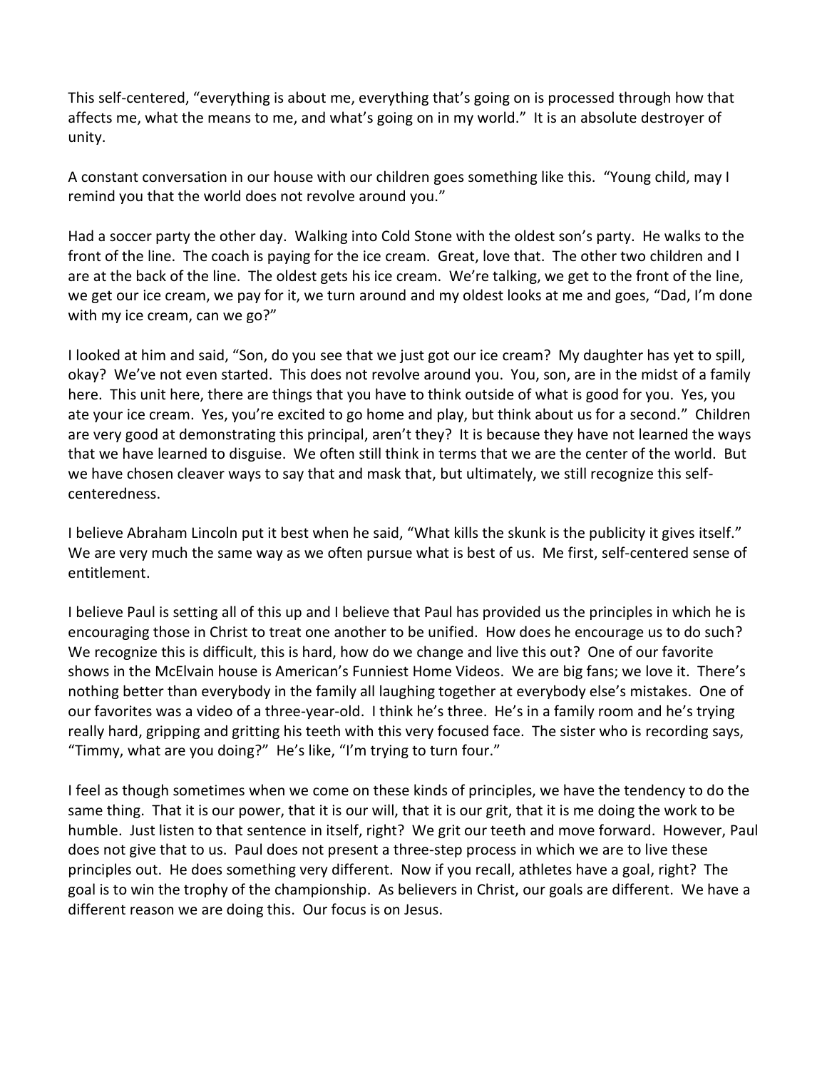This self-centered, "everything is about me, everything that's going on is processed through how that affects me, what the means to me, and what's going on in my world." It is an absolute destroyer of unity.

A constant conversation in our house with our children goes something like this. "Young child, may I remind you that the world does not revolve around you."

Had a soccer party the other day. Walking into Cold Stone with the oldest son's party. He walks to the front of the line. The coach is paying for the ice cream. Great, love that. The other two children and I are at the back of the line. The oldest gets his ice cream. We're talking, we get to the front of the line, we get our ice cream, we pay for it, we turn around and my oldest looks at me and goes, "Dad, I'm done with my ice cream, can we go?"

I looked at him and said, "Son, do you see that we just got our ice cream? My daughter has yet to spill, okay? We've not even started. This does not revolve around you. You, son, are in the midst of a family here. This unit here, there are things that you have to think outside of what is good for you. Yes, you ate your ice cream. Yes, you're excited to go home and play, but think about us for a second." Children are very good at demonstrating this principal, aren't they? It is because they have not learned the ways that we have learned to disguise. We often still think in terms that we are the center of the world. But we have chosen cleaver ways to say that and mask that, but ultimately, we still recognize this self-centeredness.

I believe Abraham Lincoln put it best when he said, "What kills the skunk is the publicity it gives itself." We are very much the same way as we often pursue what is best of us. Me first, self-centered sense of entitlement.

I believe Paul is setting all of this up and I believe that Paul has provided us the principles in which he is encouraging those in Christ to treat one another to be unified. How does he encourage us to do such? We recognize this is difficult, this is hard, how do we change and live this out? One of our favorite shows in the McElvain house is American's Funniest Home Videos. We are big fans; we love it. There's nothing better than everybody in the family all laughing together at everybody else's mistakes. One of our favorites was a video of a three-year-old. I think he's three. He's in a family room and he's trying really hard, gripping and gritting his teeth with this very focused face. The sister who is recording says, "Timmy, what are you doing?" He's like, "I'm trying to turn four."

I feel as though sometimes when we come on these kinds of principles, we have the tendency to do the same thing. That it is our power, that it is our will, that it is our grit, that it is me doing the work to be humble. Just listen to that sentence in itself, right? We grit our teeth and move forward. However, Paul does not give that to us. Paul does not present a three-step process in which we are to live these principles out. He does something very different. Now if you recall, athletes have a goal, right? The goal is to win the trophy of the championship. As believers in Christ, our goals are different. We have a different reason we are doing this. Our focus is on Jesus.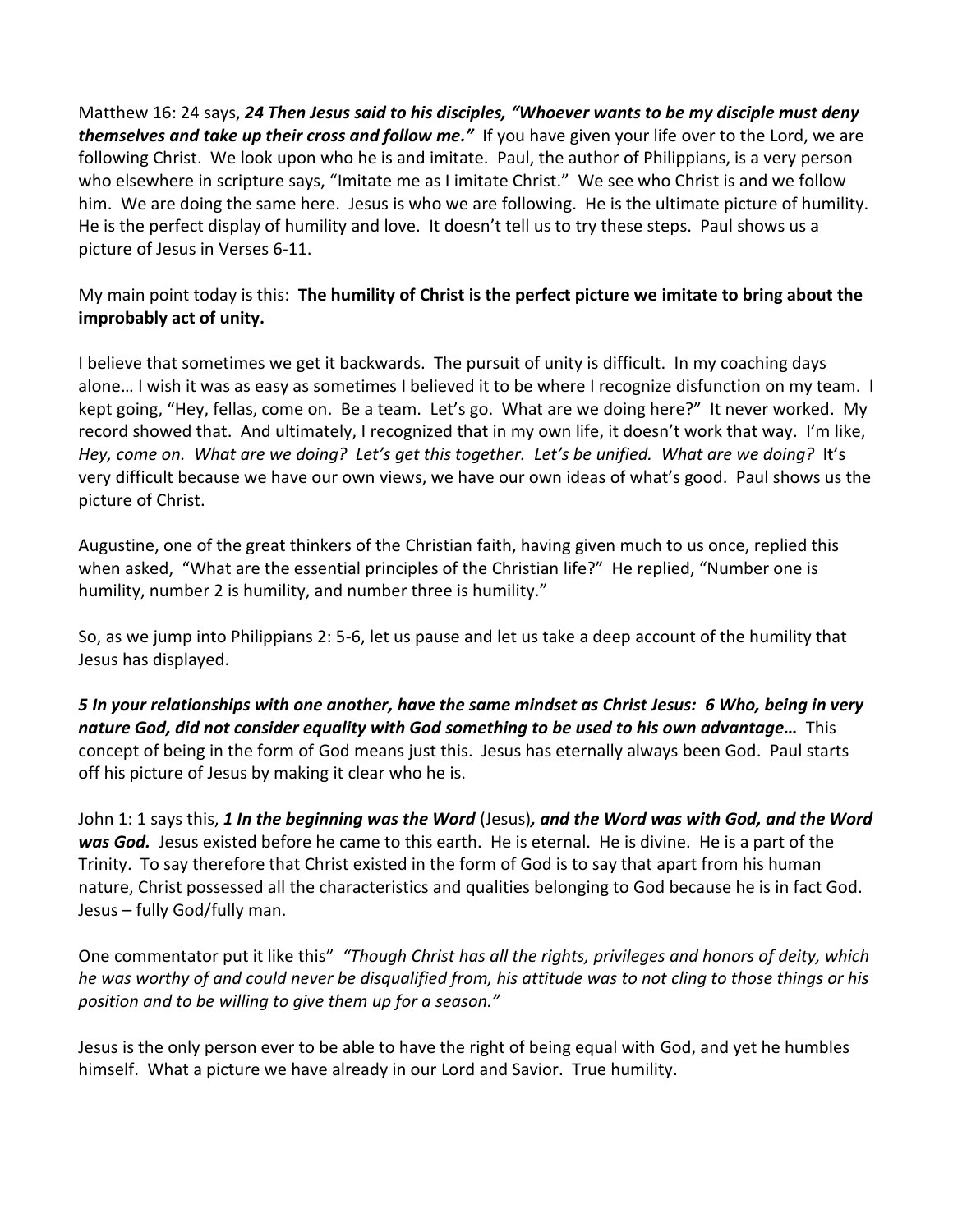Matthew 16: 24 says, ***24 Then Jesus said to his disciples, "Whoever wants to be my disciple must deny themselves and take up their cross and follow me."*** If you have given your life over to the Lord, we are following Christ. We look upon who he is and imitate. Paul, the author of Philippians, is a very person who elsewhere in scripture says, "Imitate me as I imitate Christ." We see who Christ is and we follow him. We are doing the same here. Jesus is who we are following. He is the ultimate picture of humility. He is the perfect display of humility and love. It doesn't tell us to try these steps. Paul shows us a picture of Jesus in Verses 6-11.

My main point today is this: **The humility of Christ is the perfect picture we imitate to bring about the improbably act of unity.**

I believe that sometimes we get it backwards. The pursuit of unity is difficult. In my coaching days alone… I wish it was as easy as sometimes I believed it to be where I recognize disfunction on my team. I kept going, "Hey, fellas, come on. Be a team. Let's go. What are we doing here?" It never worked. My record showed that. And ultimately, I recognized that in my own life, it doesn't work that way. I'm like, *Hey, come on. What are we doing? Let's get this together. Let's be unified. What are we doing?* It's very difficult because we have our own views, we have our own ideas of what's good. Paul shows us the picture of Christ.

Augustine, one of the great thinkers of the Christian faith, having given much to us once, replied this when asked, "What are the essential principles of the Christian life?" He replied, "Number one is humility, number 2 is humility, and number three is humility."

So, as we jump into Philippians 2: 5-6, let us pause and let us take a deep account of the humility that Jesus has displayed.

***5 In your relationships with one another, have the same mindset as Christ Jesus: 6 Who, being in very nature God, did not consider equality with God something to be used to his own advantage…*** This concept of being in the form of God means just this. Jesus has eternally always been God. Paul starts off his picture of Jesus by making it clear who he is.

John 1: 1 says this, ***1 In the beginning was the Word*** (Jesus)***, and the Word was with God, and the Word was God.*** Jesus existed before he came to this earth. He is eternal. He is divine. He is a part of the Trinity. To say therefore that Christ existed in the form of God is to say that apart from his human nature, Christ possessed all the characteristics and qualities belonging to God because he is in fact God. Jesus – fully God/fully man.

One commentator put it like this" *"Though Christ has all the rights, privileges and honors of deity, which he was worthy of and could never be disqualified from, his attitude was to not cling to those things or his position and to be willing to give them up for a season."*

Jesus is the only person ever to be able to have the right of being equal with God, and yet he humbles himself. What a picture we have already in our Lord and Savior. True humility.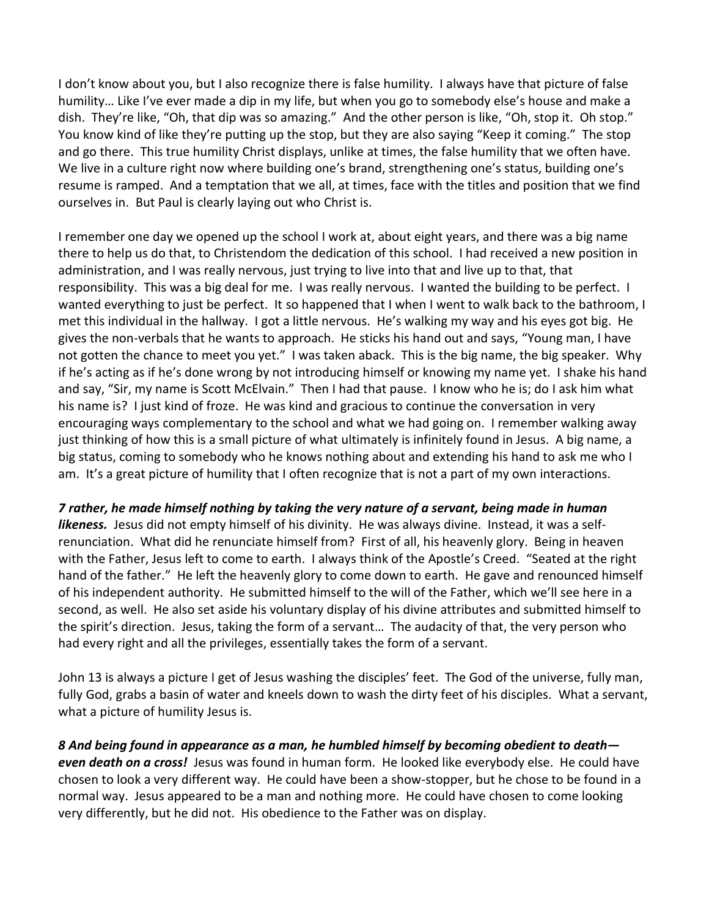I don't know about you, but I also recognize there is false humility. I always have that picture of false humility… Like I've ever made a dip in my life, but when you go to somebody else's house and make a dish. They're like, "Oh, that dip was so amazing." And the other person is like, "Oh, stop it. Oh stop." You know kind of like they're putting up the stop, but they are also saying "Keep it coming." The stop and go there. This true humility Christ displays, unlike at times, the false humility that we often have. We live in a culture right now where building one's brand, strengthening one's status, building one's resume is ramped. And a temptation that we all, at times, face with the titles and position that we find ourselves in. But Paul is clearly laying out who Christ is.

I remember one day we opened up the school I work at, about eight years, and there was a big name there to help us do that, to Christendom the dedication of this school. I had received a new position in administration, and I was really nervous, just trying to live into that and live up to that, that responsibility. This was a big deal for me. I was really nervous. I wanted the building to be perfect. I wanted everything to just be perfect. It so happened that I when I went to walk back to the bathroom, I met this individual in the hallway. I got a little nervous. He's walking my way and his eyes got big. He gives the non-verbals that he wants to approach. He sticks his hand out and says, "Young man, I have not gotten the chance to meet you yet." I was taken aback. This is the big name, the big speaker. Why if he's acting as if he's done wrong by not introducing himself or knowing my name yet. I shake his hand and say, "Sir, my name is Scott McElvain." Then I had that pause. I know who he is; do I ask him what his name is? I just kind of froze. He was kind and gracious to continue the conversation in very encouraging ways complementary to the school and what we had going on. I remember walking away just thinking of how this is a small picture of what ultimately is infinitely found in Jesus. A big name, a big status, coming to somebody who he knows nothing about and extending his hand to ask me who I am. It's a great picture of humility that I often recognize that is not a part of my own interactions.

***7 rather, he made himself nothing by taking the very nature of a servant, being made in human likeness.*** Jesus did not empty himself of his divinity. He was always divine. Instead, it was a self-renunciation. What did he renunciate himself from? First of all, his heavenly glory. Being in heaven with the Father, Jesus left to come to earth. I always think of the Apostle's Creed. "Seated at the right hand of the father." He left the heavenly glory to come down to earth. He gave and renounced himself of his independent authority. He submitted himself to the will of the Father, which we'll see here in a second, as well. He also set aside his voluntary display of his divine attributes and submitted himself to the spirit's direction. Jesus, taking the form of a servant… The audacity of that, the very person who had every right and all the privileges, essentially takes the form of a servant.

John 13 is always a picture I get of Jesus washing the disciples' feet. The God of the universe, fully man, fully God, grabs a basin of water and kneels down to wash the dirty feet of his disciples. What a servant, what a picture of humility Jesus is.

***8 And being found in appearance as a man, he humbled himself by becoming obedient to death—even death on a cross!*** Jesus was found in human form. He looked like everybody else. He could have chosen to look a very different way. He could have been a show-stopper, but he chose to be found in a normal way. Jesus appeared to be a man and nothing more. He could have chosen to come looking very differently, but he did not. His obedience to the Father was on display.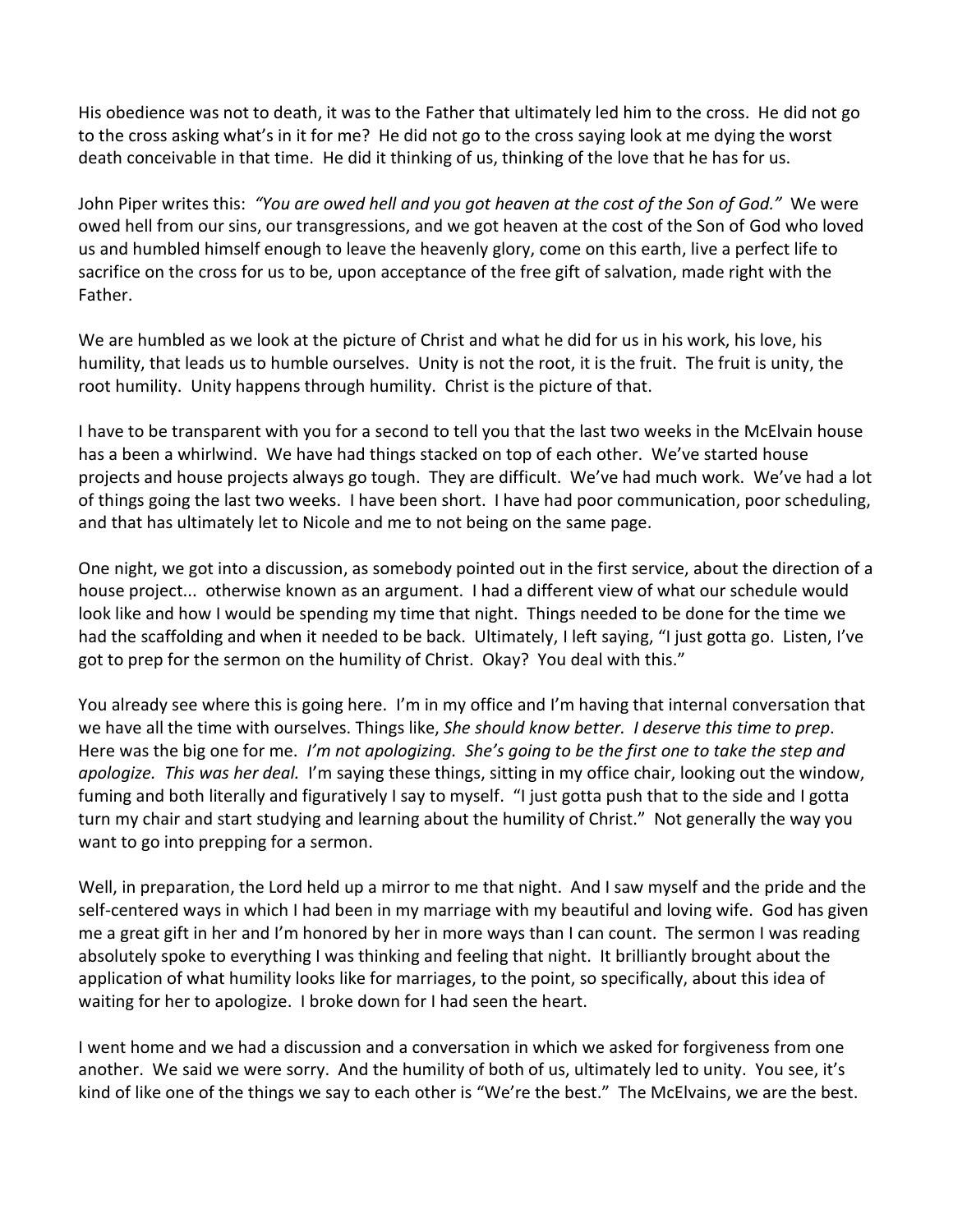His obedience was not to death, it was to the Father that ultimately led him to the cross. He did not go to the cross asking what's in it for me? He did not go to the cross saying look at me dying the worst death conceivable in that time. He did it thinking of us, thinking of the love that he has for us.

John Piper writes this: *"You are owed hell and you got heaven at the cost of the Son of God."* We were owed hell from our sins, our transgressions, and we got heaven at the cost of the Son of God who loved us and humbled himself enough to leave the heavenly glory, come on this earth, live a perfect life to sacrifice on the cross for us to be, upon acceptance of the free gift of salvation, made right with the Father.

We are humbled as we look at the picture of Christ and what he did for us in his work, his love, his humility, that leads us to humble ourselves. Unity is not the root, it is the fruit. The fruit is unity, the root humility. Unity happens through humility. Christ is the picture of that.

I have to be transparent with you for a second to tell you that the last two weeks in the McElvain house has a been a whirlwind. We have had things stacked on top of each other. We've started house projects and house projects always go tough. They are difficult. We've had much work. We've had a lot of things going the last two weeks. I have been short. I have had poor communication, poor scheduling, and that has ultimately let to Nicole and me to not being on the same page.

One night, we got into a discussion, as somebody pointed out in the first service, about the direction of a house project... otherwise known as an argument. I had a different view of what our schedule would look like and how I would be spending my time that night. Things needed to be done for the time we had the scaffolding and when it needed to be back. Ultimately, I left saying, "I just gotta go. Listen, I've got to prep for the sermon on the humility of Christ. Okay? You deal with this."

You already see where this is going here. I'm in my office and I'm having that internal conversation that we have all the time with ourselves. Things like, *She should know better. I deserve this time to prep*. Here was the big one for me. *I'm not apologizing. She's going to be the first one to take the step and apologize. This was her deal.* I'm saying these things, sitting in my office chair, looking out the window, fuming and both literally and figuratively I say to myself. "I just gotta push that to the side and I gotta turn my chair and start studying and learning about the humility of Christ." Not generally the way you want to go into prepping for a sermon.

Well, in preparation, the Lord held up a mirror to me that night. And I saw myself and the pride and the self-centered ways in which I had been in my marriage with my beautiful and loving wife. God has given me a great gift in her and I'm honored by her in more ways than I can count. The sermon I was reading absolutely spoke to everything I was thinking and feeling that night. It brilliantly brought about the application of what humility looks like for marriages, to the point, so specifically, about this idea of waiting for her to apologize. I broke down for I had seen the heart.

I went home and we had a discussion and a conversation in which we asked for forgiveness from one another. We said we were sorry. And the humility of both of us, ultimately led to unity. You see, it's kind of like one of the things we say to each other is "We're the best." The McElvains, we are the best.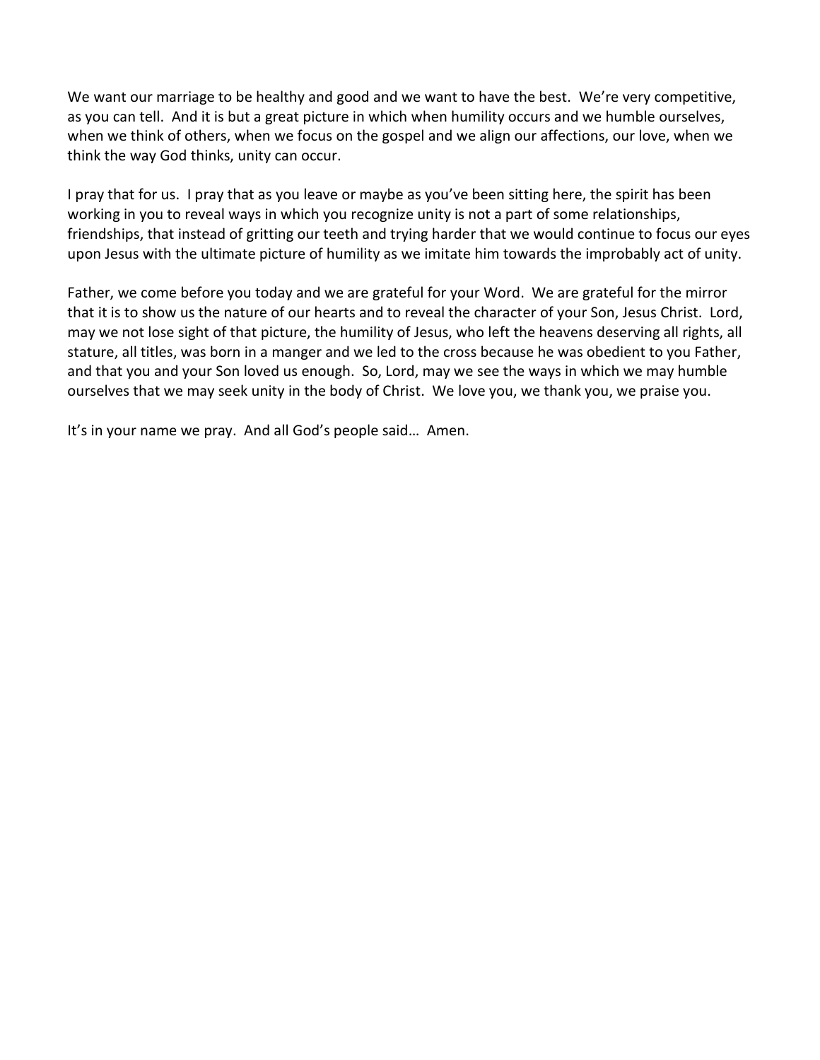We want our marriage to be healthy and good and we want to have the best. We're very competitive, as you can tell. And it is but a great picture in which when humility occurs and we humble ourselves, when we think of others, when we focus on the gospel and we align our affections, our love, when we think the way God thinks, unity can occur.

I pray that for us. I pray that as you leave or maybe as you've been sitting here, the spirit has been working in you to reveal ways in which you recognize unity is not a part of some relationships, friendships, that instead of gritting our teeth and trying harder that we would continue to focus our eyes upon Jesus with the ultimate picture of humility as we imitate him towards the improbably act of unity.

Father, we come before you today and we are grateful for your Word. We are grateful for the mirror that it is to show us the nature of our hearts and to reveal the character of your Son, Jesus Christ. Lord, may we not lose sight of that picture, the humility of Jesus, who left the heavens deserving all rights, all stature, all titles, was born in a manger and we led to the cross because he was obedient to you Father, and that you and your Son loved us enough. So, Lord, may we see the ways in which we may humble ourselves that we may seek unity in the body of Christ. We love you, we thank you, we praise you.

It's in your name we pray. And all God's people said… Amen.